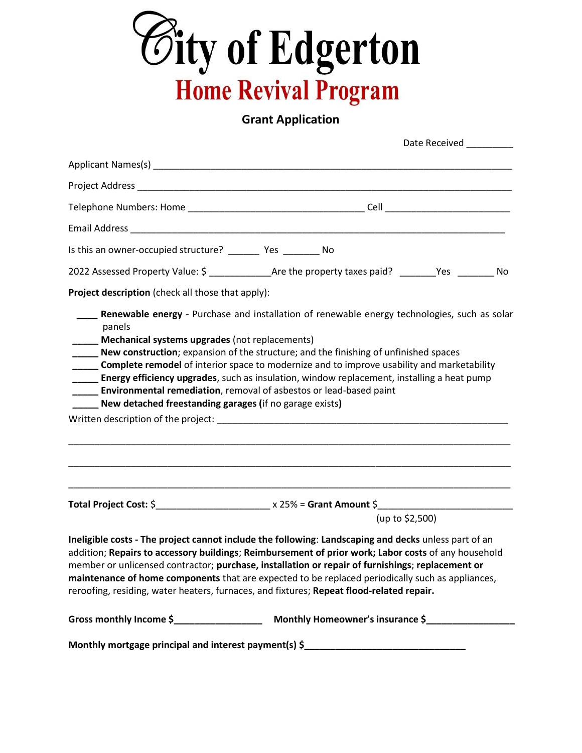# City of Edgerton

## Home Revival Program

### Grant Application

Date Received _________

Applicant Names(s) ______________________________________________________________________

Project Address _________________________________________________________________________

Telephone Numbers: Home _________________________________ Cell ________________________

Email Address __________________________________________________________________________

Is this an owner-occupied structure? ______ Yes _______ No

2022 Assessed Property Value: $ ____________Are the property taxes paid? _______Yes _______ No

**Project description** (check all those that apply):

____ **Renewable energy** - Purchase and installation of renewable energy technologies, such as solar panels

_____ **Mechanical systems upgrades** (not replacements)

_____ **New construction**; expansion of the structure; and the finishing of unfinished spaces

_____ **Complete remodel** of interior space to modernize and to improve usability and marketability

_____ **Energy efficiency upgrades**, such as insulation, window replacement, installing a heat pump

_____ **Environmental remediation**, removal of asbestos or lead-based paint

_____ **New detached freestanding garages (**if no garage exists**)**

Written description of the project: _________________________________________________________

_____________________________________________________________________________________

_____________________________________________________________________________________

_____________________________________________________________________________________

**Total Project Cost:** $______________________ x 25% = **Grant Amount** $_________________________
(up to $2,500)

**Ineligible costs - The project cannot include the following**: **Landscaping and decks** unless part of an addition; **Repairs to accessory buildings**; **Reimbursement of prior work; Labor costs** of any household member or unlicensed contractor; **purchase, installation or repair of furnishings**; **replacement or maintenance of home components** that are expected to be replaced periodically such as appliances, reroofing, residing, water heaters, furnaces, and fixtures; **Repeat flood-related repair.**

**Gross monthly Income $_________________ Monthly Homeowner's insurance $_________________**

**Monthly mortgage principal and interest payment(s) $_______________________________**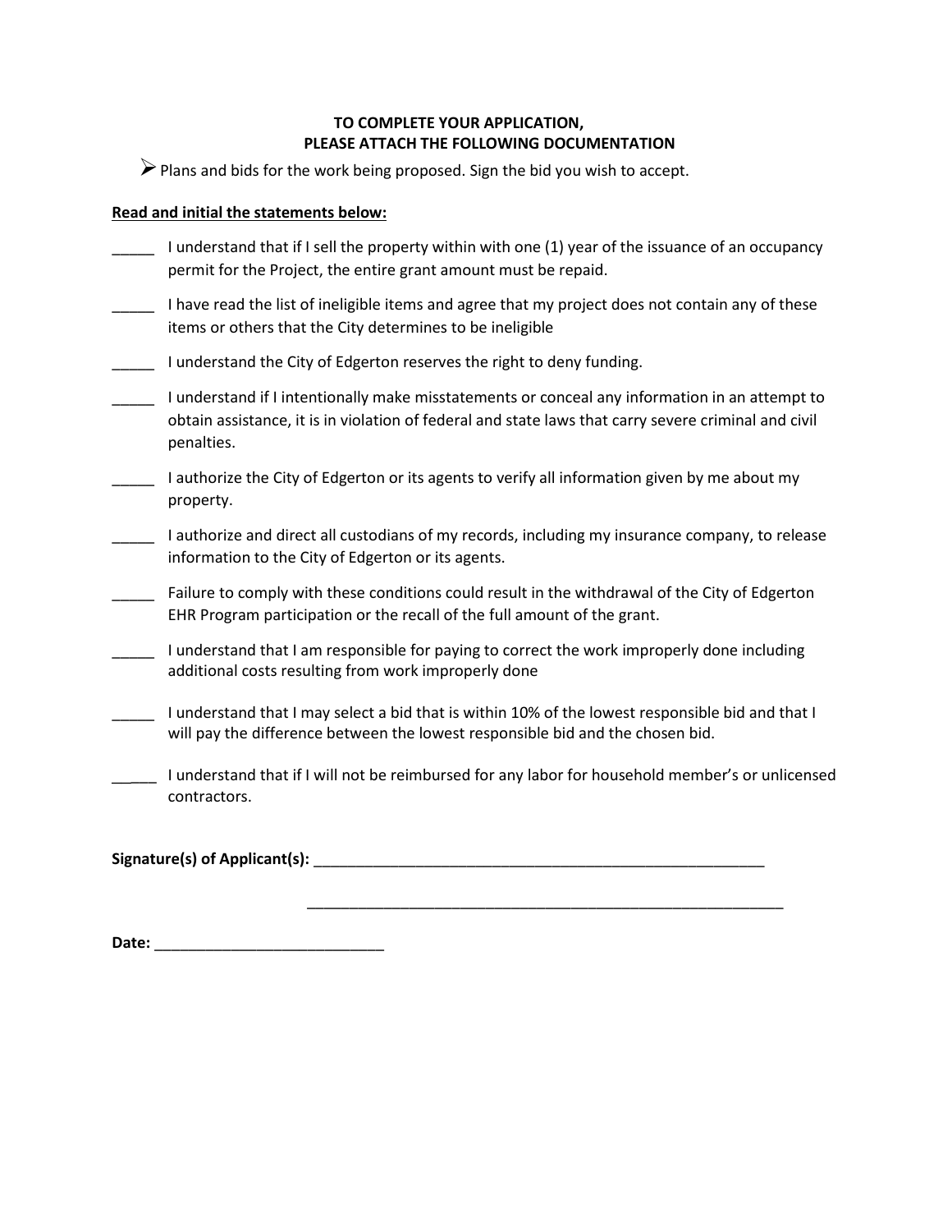**TO COMPLETE YOUR APPLICATION,**
**PLEASE ATTACH THE FOLLOWING DOCUMENTATION**

- Plans and bids for the work being proposed. Sign the bid you wish to accept.

**Read and initial the statements below:**

_____ I understand that if I sell the property within with one (1) year of the issuance of an occupancy permit for the Project, the entire grant amount must be repaid.

_____ I have read the list of ineligible items and agree that my project does not contain any of these items or others that the City determines to be ineligible

_____ I understand the City of Edgerton reserves the right to deny funding.

_____ I understand if I intentionally make misstatements or conceal any information in an attempt to obtain assistance, it is in violation of federal and state laws that carry severe criminal and civil penalties.

_____ I authorize the City of Edgerton or its agents to verify all information given by me about my property.

_____ I authorize and direct all custodians of my records, including my insurance company, to release information to the City of Edgerton or its agents.

_____ Failure to comply with these conditions could result in the withdrawal of the City of Edgerton EHR Program participation or the recall of the full amount of the grant.

_____ I understand that I am responsible for paying to correct the work improperly done including additional costs resulting from work improperly done

_____ I understand that I may select a bid that is within 10% of the lowest responsible bid and that I will pay the difference between the lowest responsible bid and the chosen bid.

_____ I understand that if I will not be reimbursed for any labor for household member's or unlicensed contractors.

**Signature(s) of Applicant(s):** ________________________________________________________

________________________________________________________

**Date:** ___________________________